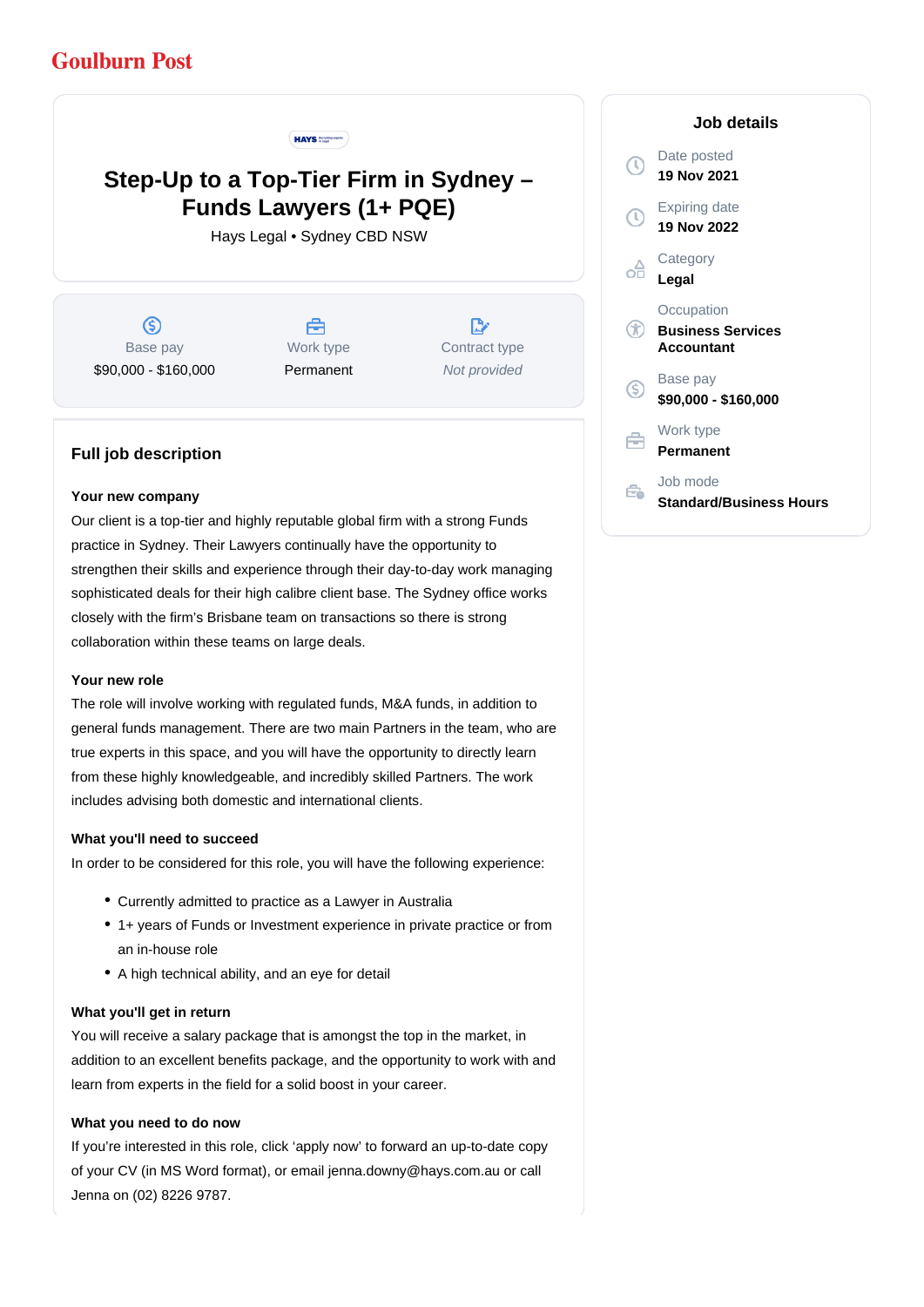Goulburn Post

# Step-Up to a Top-Tier Firm in Sydney – Funds Lawyers (1+ PQE)

Hays Legal • Sydney CBD NSW

| Base pay | Work type | Contract type |
|---|---|---|
| $90,000 - $160,000 | Permanent | *Not provided* |

## Full job description

**Your new company**

Our client is a top-tier and highly reputable global firm with a strong Funds practice in Sydney. Their Lawyers continually have the opportunity to strengthen their skills and experience through their day-to-day work managing sophisticated deals for their high calibre client base. The Sydney office works closely with the firm's Brisbane team on transactions so there is strong collaboration within these teams on large deals.

**Your new role**

The role will involve working with regulated funds, M&A funds, in addition to general funds management. There are two main Partners in the team, who are true experts in this space, and you will have the opportunity to directly learn from these highly knowledgeable, and incredibly skilled Partners. The work includes advising both domestic and international clients.

**What you'll need to succeed**

In order to be considered for this role, you will have the following experience:

- Currently admitted to practice as a Lawyer in Australia
- 1+ years of Funds or Investment experience in private practice or from an in-house role
- A high technical ability, and an eye for detail

**What you'll get in return**

You will receive a salary package that is amongst the top in the market, in addition to an excellent benefits package, and the opportunity to work with and learn from experts in the field for a solid boost in your career.

**What you need to do now**

If you're interested in this role, click 'apply now' to forward an up-to-date copy of your CV (in MS Word format), or email jenna.downy@hays.com.au or call Jenna on (02) 8226 9787.

## Job details

Date posted
**19 Nov 2021**

Expiring date
**19 Nov 2022**

Category
**Legal**

Occupation
**Business Services Accountant**

Base pay
**$90,000 - $160,000**

Work type
**Permanent**

Job mode
**Standard/Business Hours**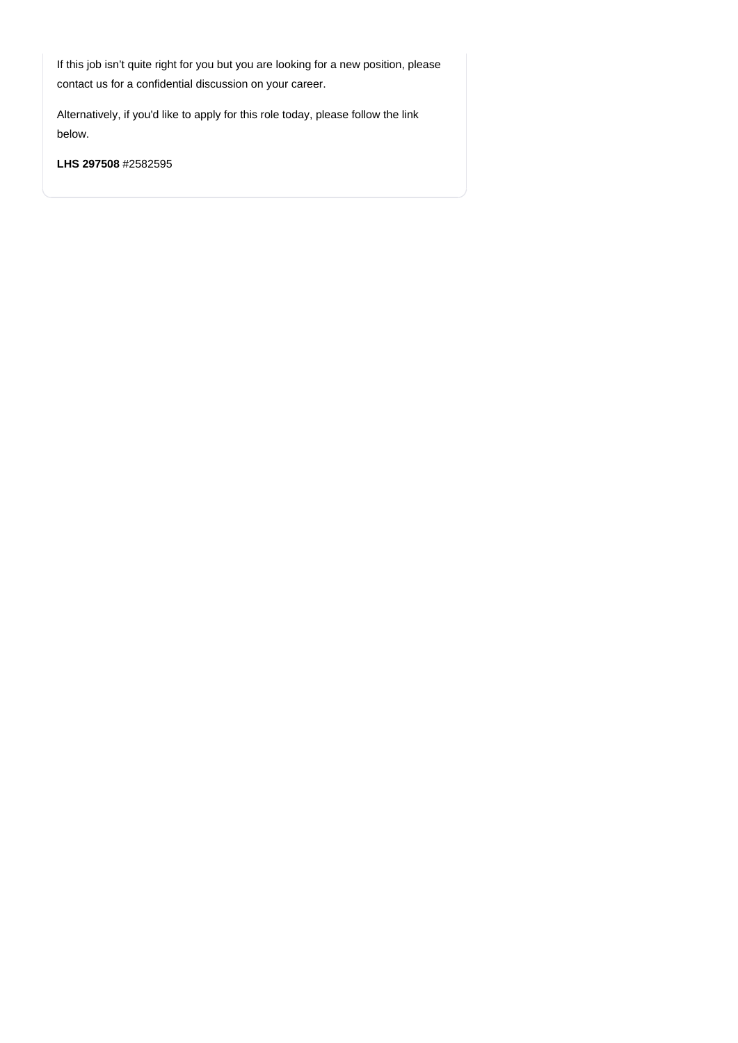If this job isn’t quite right for you but you are looking for a new position, please contact us for a confidential discussion on your career.

Alternatively, if you'd like to apply for this role today, please follow the link below.

**LHS 297508** #2582595